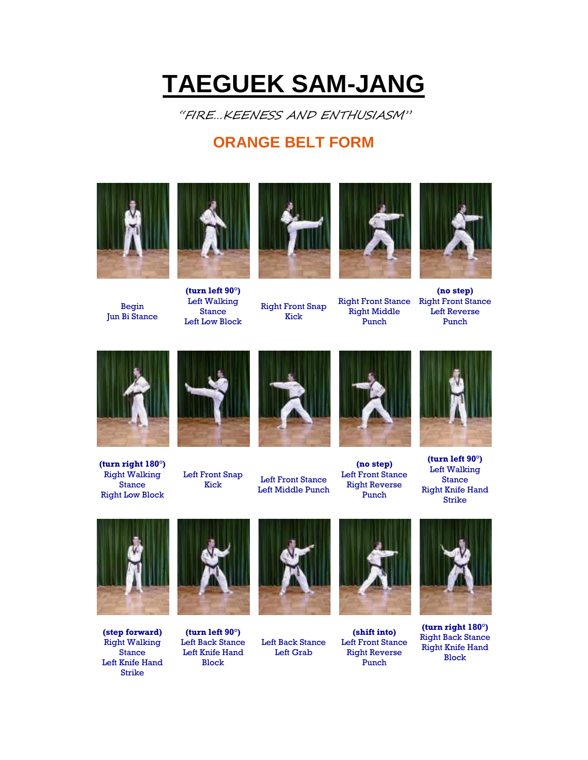# TAEGUEK SAM-JANG

*"FIRE...KEENESS AND ENTHUSIASM"*

## ORANGE BELT FORM

Begin
Jun Bi Stance

**(turn left 90°)**
Left Walking Stance
Left Low Block

Right Front Snap Kick

Right Front Stance
Right Middle Punch

**(no step)**
Right Front Stance
Left Reverse Punch

**(turn right 180°)**
Right Walking Stance
Right Low Block

Left Front Snap Kick

Left Front Stance
Left Middle Punch

**(no step)**
Left Front Stance
Right Reverse Punch

**(turn left 90°)**
Left Walking Stance
Right Knife Hand Strike

**(step forward)**
Right Walking Stance
Left Knife Hand Strike

**(turn left 90°)**
Left Back Stance
Left Knife Hand Block

Left Back Stance
Left Grab

**(shift into)**
Left Front Stance
Right Reverse Punch

**(turn right 180°)**
Right Back Stance
Right Knife Hand Block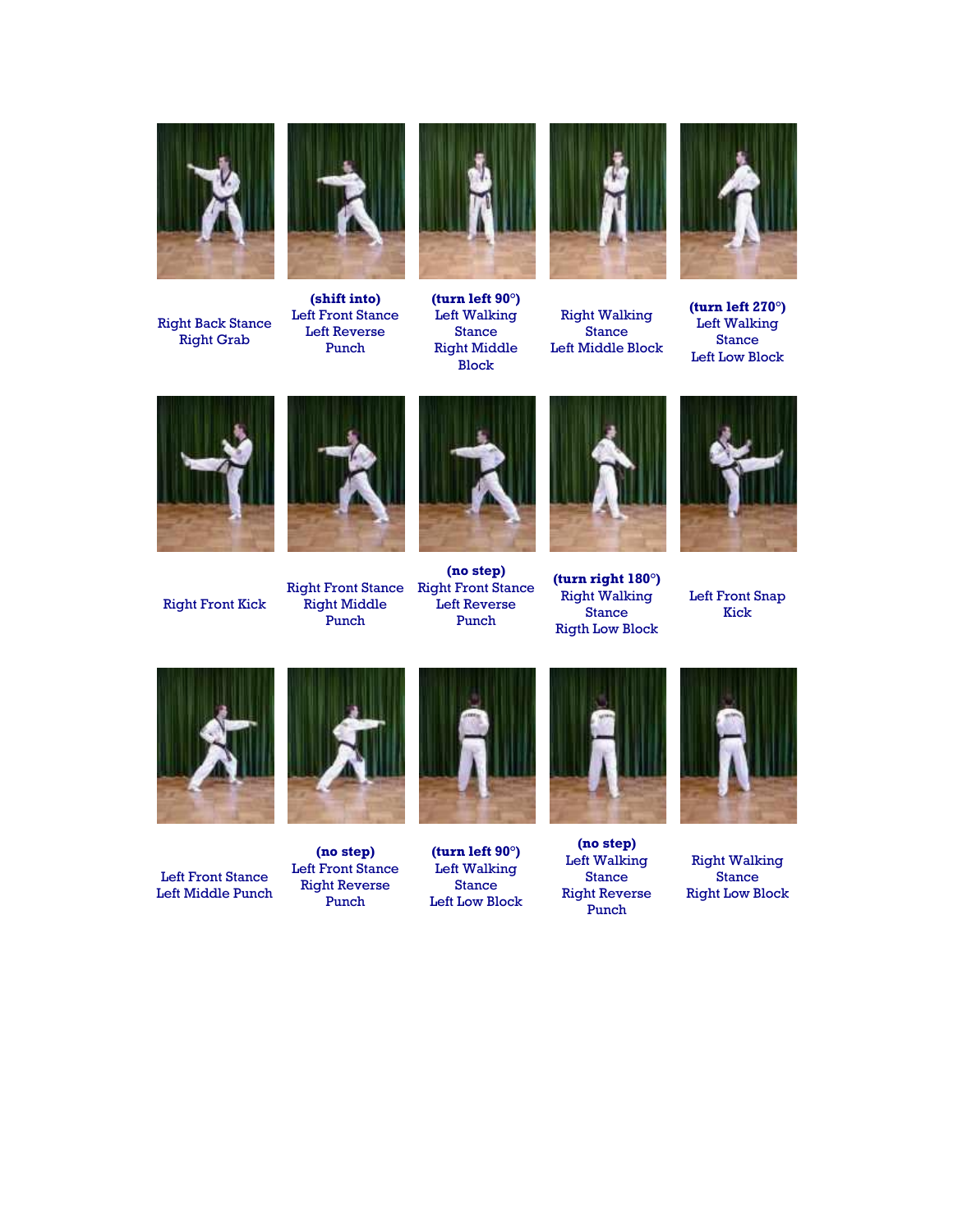Right Back Stance
Right Grab

**(shift into)**
Left Front Stance
Left Reverse Punch

**(turn left 90°)**
Left Walking Stance
Right Middle Block

Right Walking Stance
Left Middle Block

**(turn left 270°)**
Left Walking Stance
Left Low Block

Right Front Kick

Right Front Stance
Right Middle Punch

**(no step)**
Right Front Stance
Left Reverse Punch

**(turn right 180°)**
Right Walking Stance
Rigth Low Block

Left Front Snap Kick

Left Front Stance
Left Middle Punch

**(no step)**
Left Front Stance
Right Reverse Punch

**(turn left 90°)**
Left Walking Stance
Left Low Block

**(no step)**
Left Walking Stance
Right Reverse Punch

Right Walking Stance
Right Low Block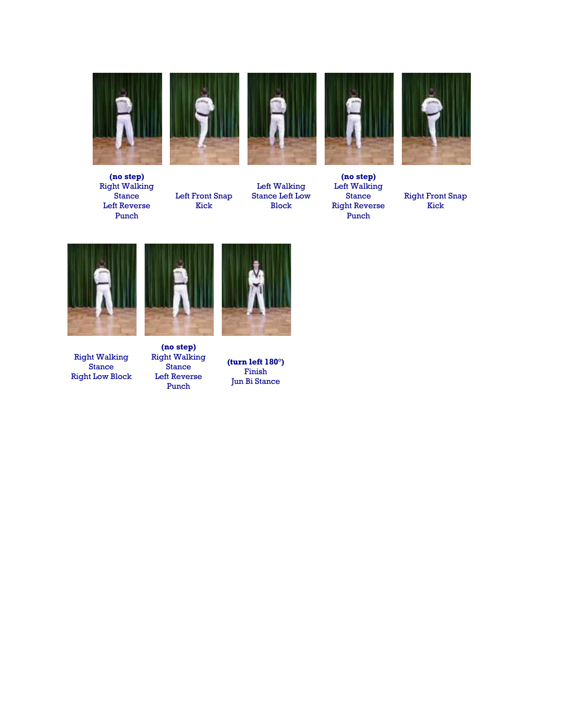**(no step)**
Right Walking Stance
Left Reverse Punch

Left Front Snap Kick

Left Walking Stance Left Low Block

**(no step)**
Left Walking Stance
Right Reverse Punch

Right Front Snap Kick

Right Walking Stance
Right Low Block

**(no step)**
Right Walking Stance
Left Reverse Punch

**(turn left 180°)**
Finish
Jun Bi Stance